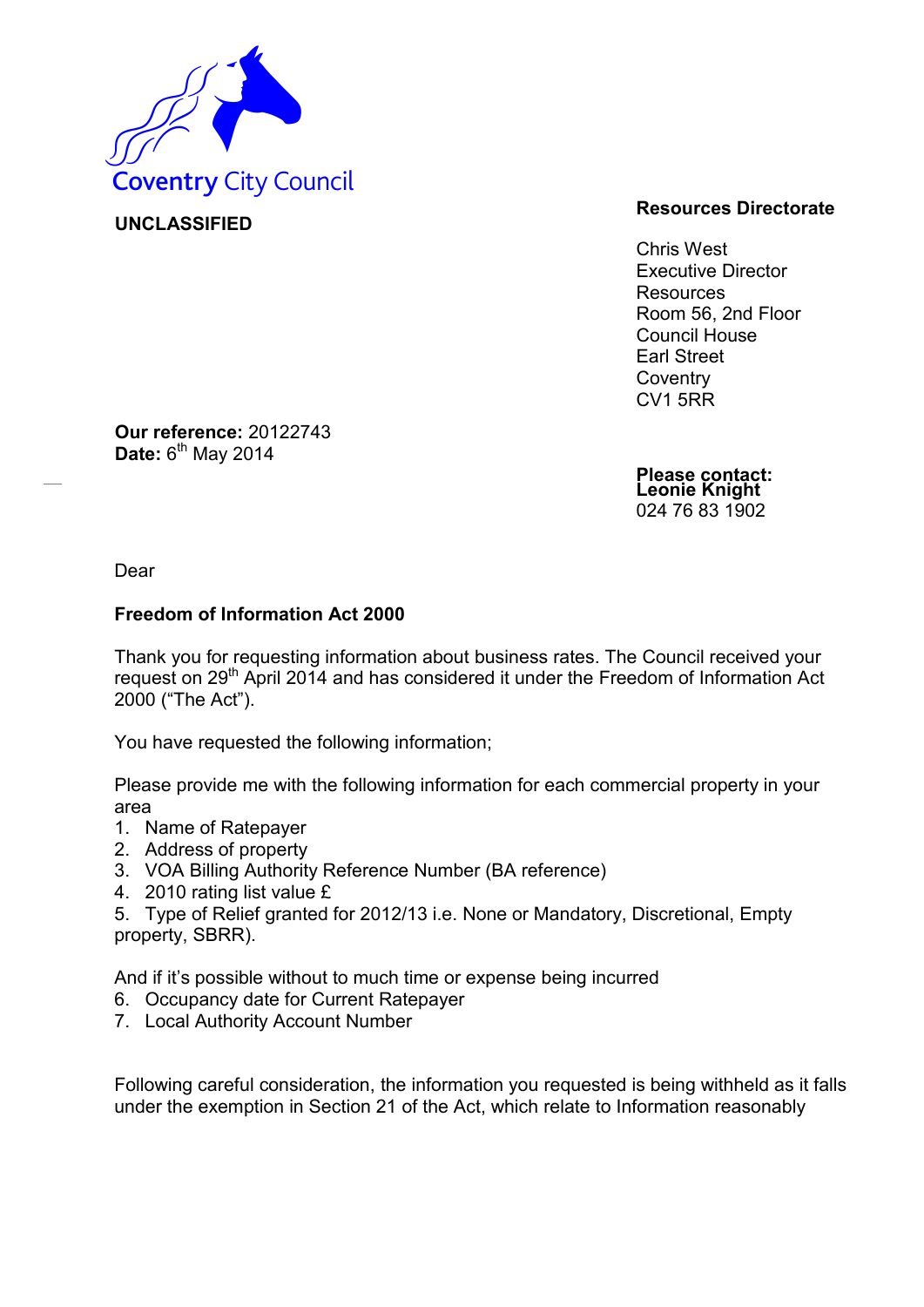Coventry City Council

**UNCLASSIFIED**

**Resources Directorate**

Chris West
Executive Director
Resources
Room 56, 2nd Floor
Council House
Earl Street
Coventry
CV1 5RR

**Our reference:** 20122743
**Date:** 6th May 2014

**Please contact:**
**Leonie Knight**
024 76 83 1902

Dear

**Freedom of Information Act 2000**

Thank you for requesting information about business rates. The Council received your request on 29th April 2014 and has considered it under the Freedom of Information Act 2000 ("The Act").

You have requested the following information;

Please provide me with the following information for each commercial property in your area

1. Name of Ratepayer
2. Address of property
3. VOA Billing Authority Reference Number (BA reference)
4. 2010 rating list value £
5. Type of Relief granted for 2012/13 i.e. None or Mandatory, Discretional, Empty property, SBRR).

And if it's possible without to much time or expense being incurred

6. Occupancy date for Current Ratepayer
7. Local Authority Account Number

Following careful consideration, the information you requested is being withheld as it falls under the exemption in Section 21 of the Act, which relate to Information reasonably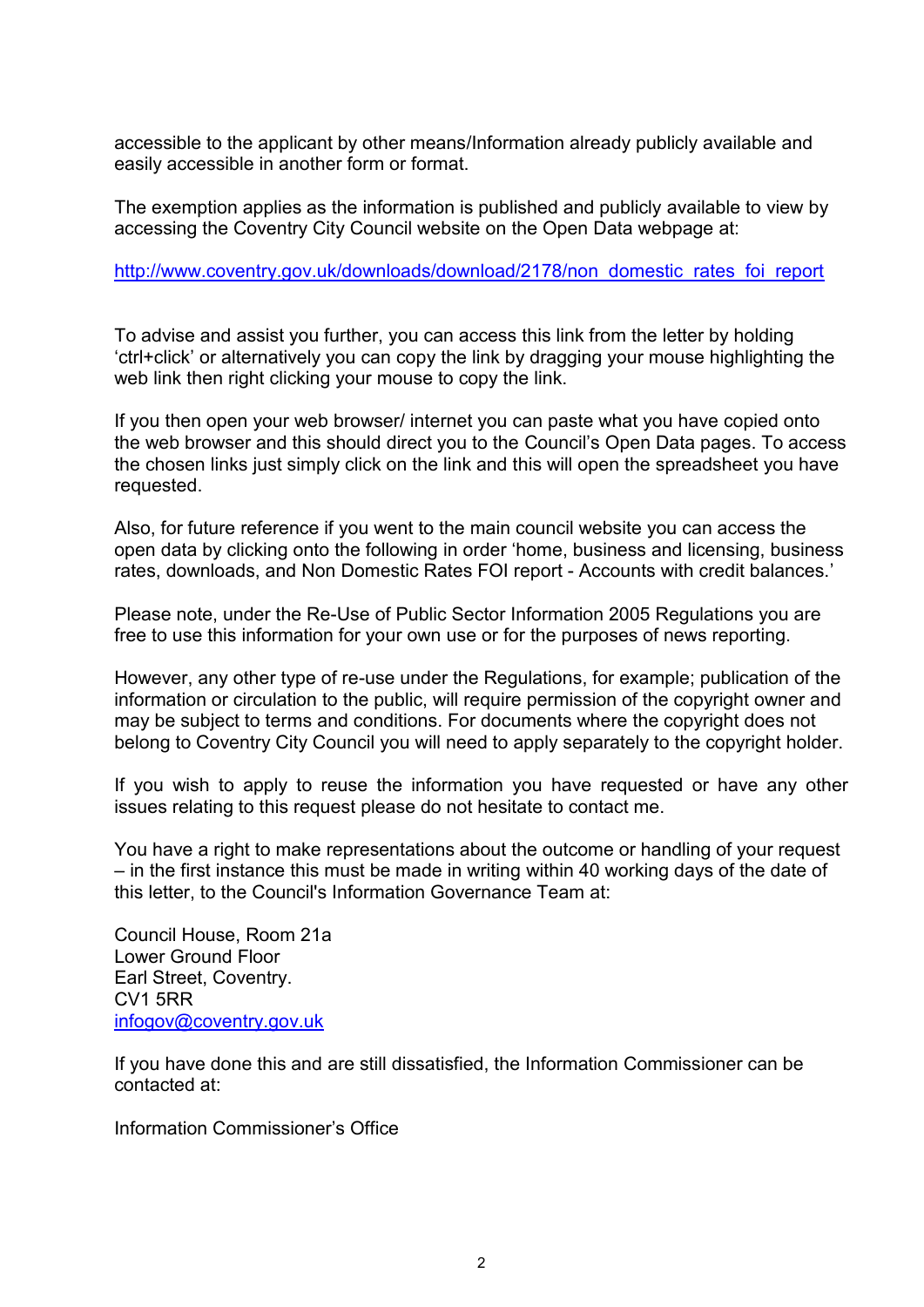accessible to the applicant by other means/Information already publicly available and easily accessible in another form or format.

The exemption applies as the information is published and publicly available to view by accessing the Coventry City Council website on the Open Data webpage at:

http://www.coventry.gov.uk/downloads/download/2178/non_domestic_rates_foi_report

To advise and assist you further, you can access this link from the letter by holding 'ctrl+click' or alternatively you can copy the link by dragging your mouse highlighting the web link then right clicking your mouse to copy the link.

If you then open your web browser/ internet you can paste what you have copied onto the web browser and this should direct you to the Council's Open Data pages. To access the chosen links just simply click on the link and this will open the spreadsheet you have requested.

Also, for future reference if you went to the main council website you can access the open data by clicking onto the following in order 'home, business and licensing, business rates, downloads, and Non Domestic Rates FOI report - Accounts with credit balances.'

Please note, under the Re-Use of Public Sector Information 2005 Regulations you are free to use this information for your own use or for the purposes of news reporting.

However, any other type of re-use under the Regulations, for example; publication of the information or circulation to the public, will require permission of the copyright owner and may be subject to terms and conditions. For documents where the copyright does not belong to Coventry City Council you will need to apply separately to the copyright holder.

If you wish to apply to reuse the information you have requested or have any other issues relating to this request please do not hesitate to contact me.

You have a right to make representations about the outcome or handling of your request – in the first instance this must be made in writing within 40 working days of the date of this letter, to the Council's Information Governance Team at:

Council House, Room 21a  
Lower Ground Floor  
Earl Street, Coventry.  
CV1 5RR  
infogov@coventry.gov.uk

If you have done this and are still dissatisfied, the Information Commissioner can be contacted at:

Information Commissioner's Office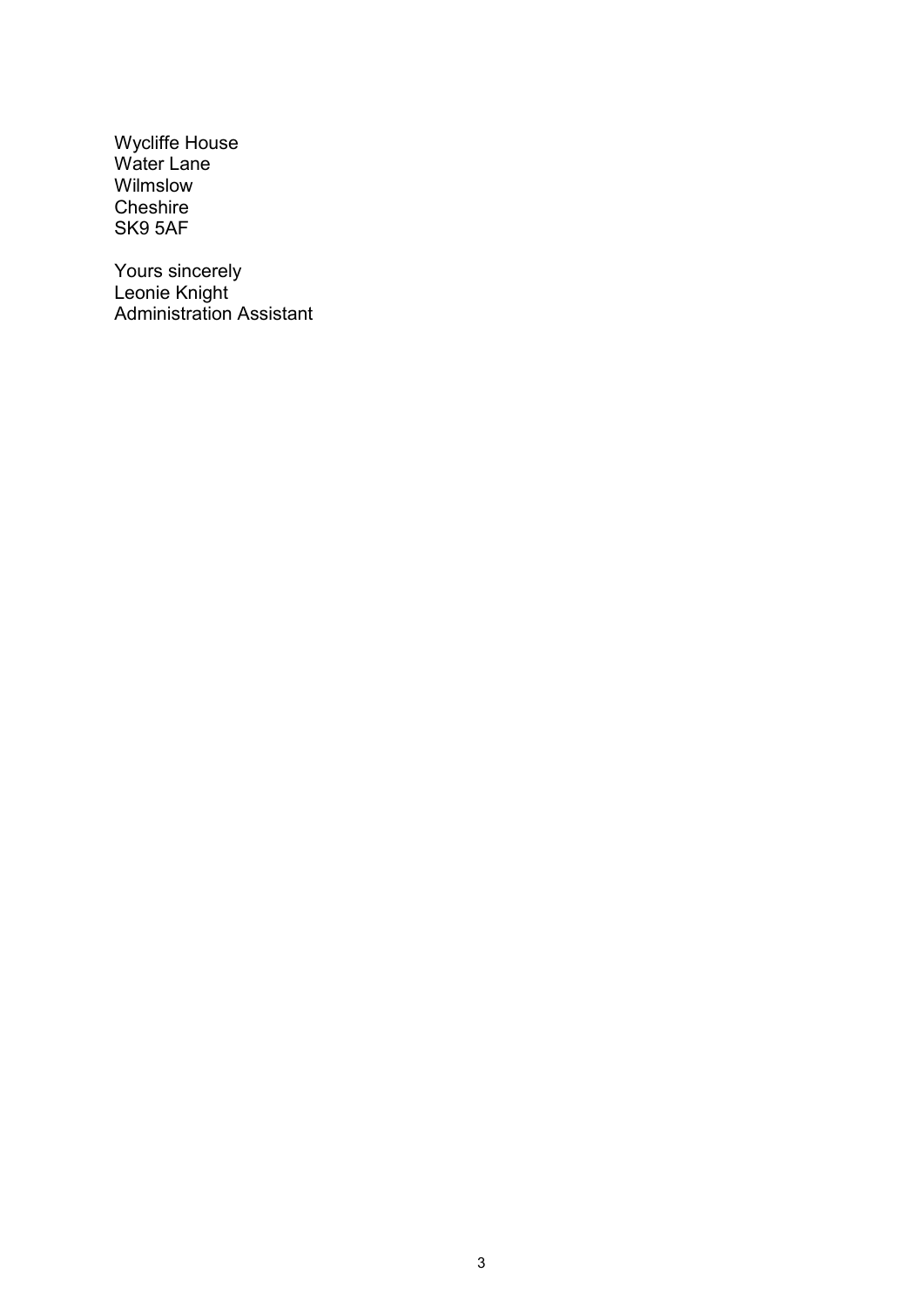Wycliffe House
Water Lane
Wilmslow
Cheshire
SK9 5AF

Yours sincerely
Leonie Knight
Administration Assistant